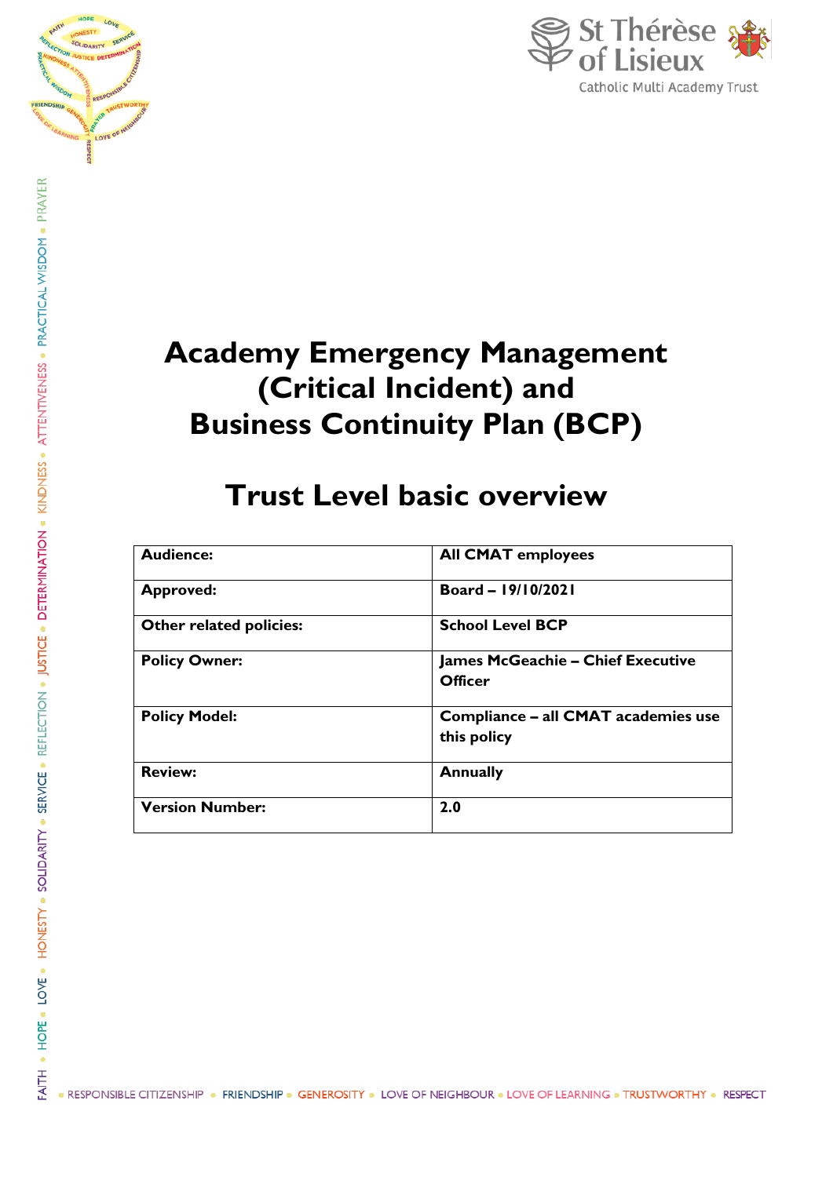# Academy Emergency Management (Critical Incident) and Business Continuity Plan (BCP)

## Trust Level basic overview

| **Audience:** | **All CMAT employees** |
|---|---|
| **Approved:** | **Board – 19/10/2021** |
| **Other related policies:** | **School Level BCP** |
| **Policy Owner:** | **James McGeachie – Chief Executive Officer** |
| **Policy Model:** | **Compliance – all CMAT academies use this policy** |
| **Review:** | **Annually** |
| **Version Number:** | **2.0** |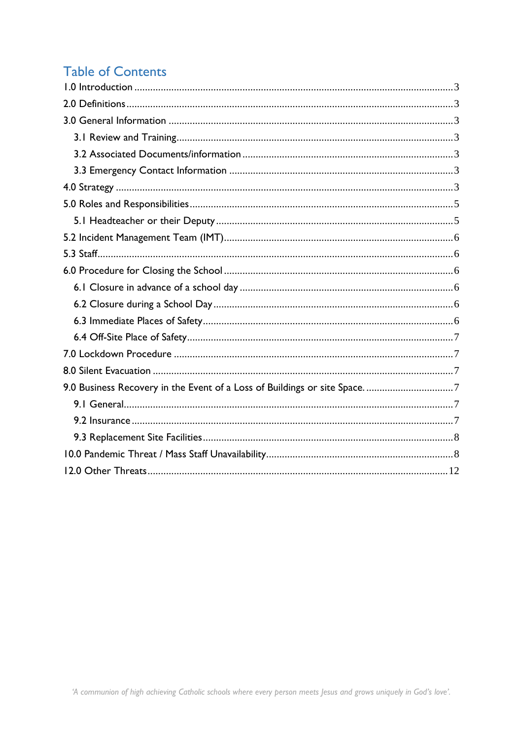# Table of Contents

1.0 Introduction ........................................................................................................... 3

2.0 Definitions ............................................................................................................. 3

3.0 General Information .............................................................................................. 3

- 3.1 Review and Training ......................................................................................... 3
- 3.2 Associated Documents/information ................................................................ 3
- 3.3 Emergency Contact Information ..................................................................... 3

4.0 Strategy ................................................................................................................. 3

5.0 Roles and Responsibilities ..................................................................................... 5

- 5.1 Headteacher or their Deputy ........................................................................... 5

5.2 Incident Management Team (IMT) ......................................................................... 6

5.3 Staff ........................................................................................................................ 6

6.0 Procedure for Closing the School .......................................................................... 6

- 6.1 Closure in advance of a school day .................................................................. 6
- 6.2 Closure during a School Day ............................................................................ 6
- 6.3 Immediate Places of Safety .............................................................................. 6
- 6.4 Off-Site Place of Safety .................................................................................... 7

7.0 Lockdown Procedure ............................................................................................. 7

8.0 Silent Evacuation ................................................................................................... 7

9.0 Business Recovery in the Event of a Loss of Buildings or site Space. ................... 7

- 9.1 General ............................................................................................................. 7
- 9.2 Insurance .......................................................................................................... 7
- 9.3 Replacement Site Facilities .............................................................................. 8

10.0 Pandemic Threat / Mass Staff Unavailability ...................................................... 8

12.0 Other Threats ..................................................................................................... 12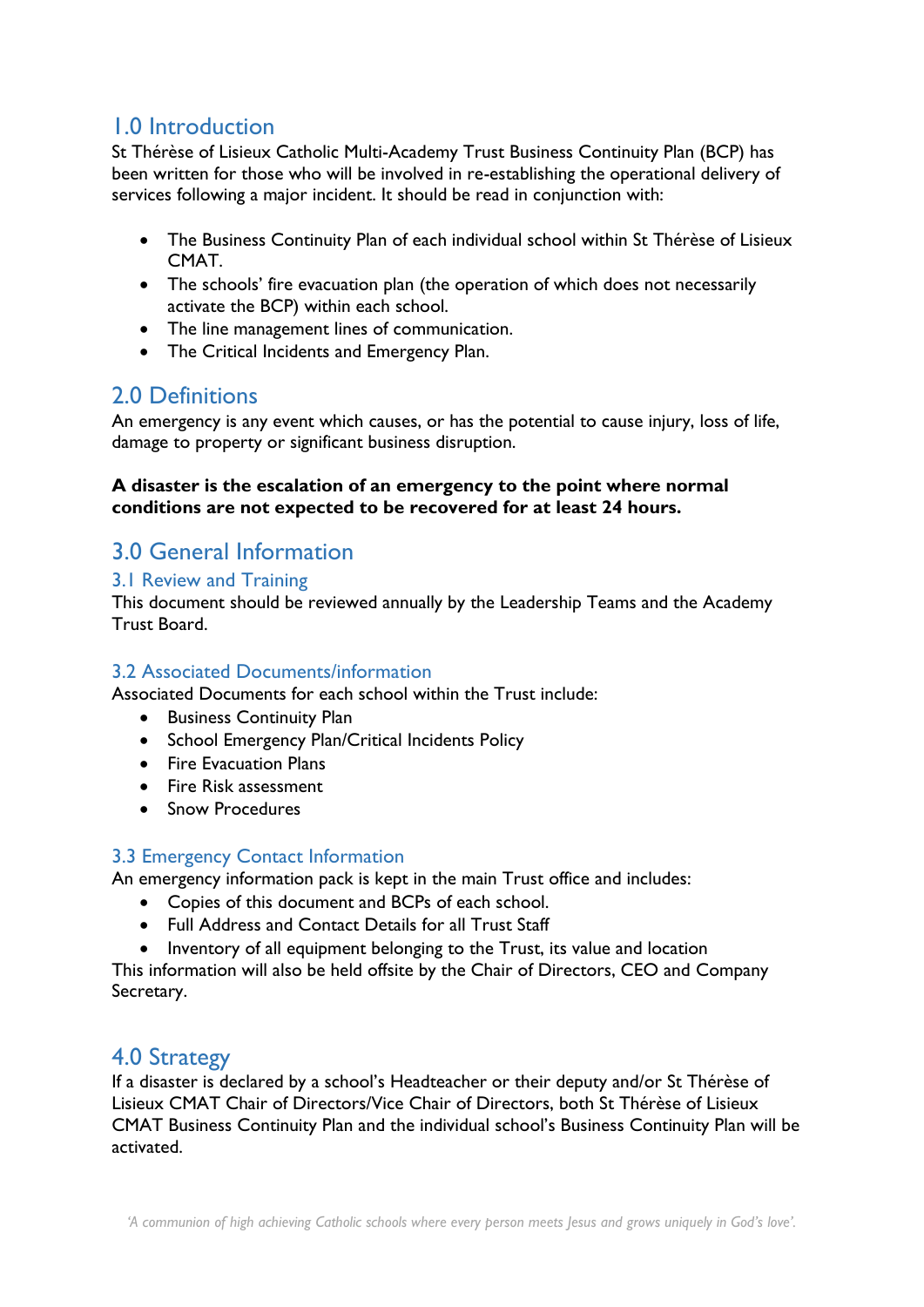## 1.0 Introduction

St Thérèse of Lisieux Catholic Multi-Academy Trust Business Continuity Plan (BCP) has been written for those who will be involved in re-establishing the operational delivery of services following a major incident. It should be read in conjunction with:

- The Business Continuity Plan of each individual school within St Thérèse of Lisieux CMAT.
- The schools' fire evacuation plan (the operation of which does not necessarily activate the BCP) within each school.
- The line management lines of communication.
- The Critical Incidents and Emergency Plan.

## 2.0 Definitions

An emergency is any event which causes, or has the potential to cause injury, loss of life, damage to property or significant business disruption.

**A disaster is the escalation of an emergency to the point where normal conditions are not expected to be recovered for at least 24 hours.**

## 3.0 General Information

### 3.1 Review and Training

This document should be reviewed annually by the Leadership Teams and the Academy Trust Board.

### 3.2 Associated Documents/information

Associated Documents for each school within the Trust include:

- Business Continuity Plan
- School Emergency Plan/Critical Incidents Policy
- Fire Evacuation Plans
- Fire Risk assessment
- Snow Procedures

### 3.3 Emergency Contact Information

An emergency information pack is kept in the main Trust office and includes:

- Copies of this document and BCPs of each school.
- Full Address and Contact Details for all Trust Staff
- Inventory of all equipment belonging to the Trust, its value and location

This information will also be held offsite by the Chair of Directors, CEO and Company Secretary.

## 4.0 Strategy

If a disaster is declared by a school's Headteacher or their deputy and/or St Thérèse of Lisieux CMAT Chair of Directors/Vice Chair of Directors, both St Thérèse of Lisieux CMAT Business Continuity Plan and the individual school's Business Continuity Plan will be activated.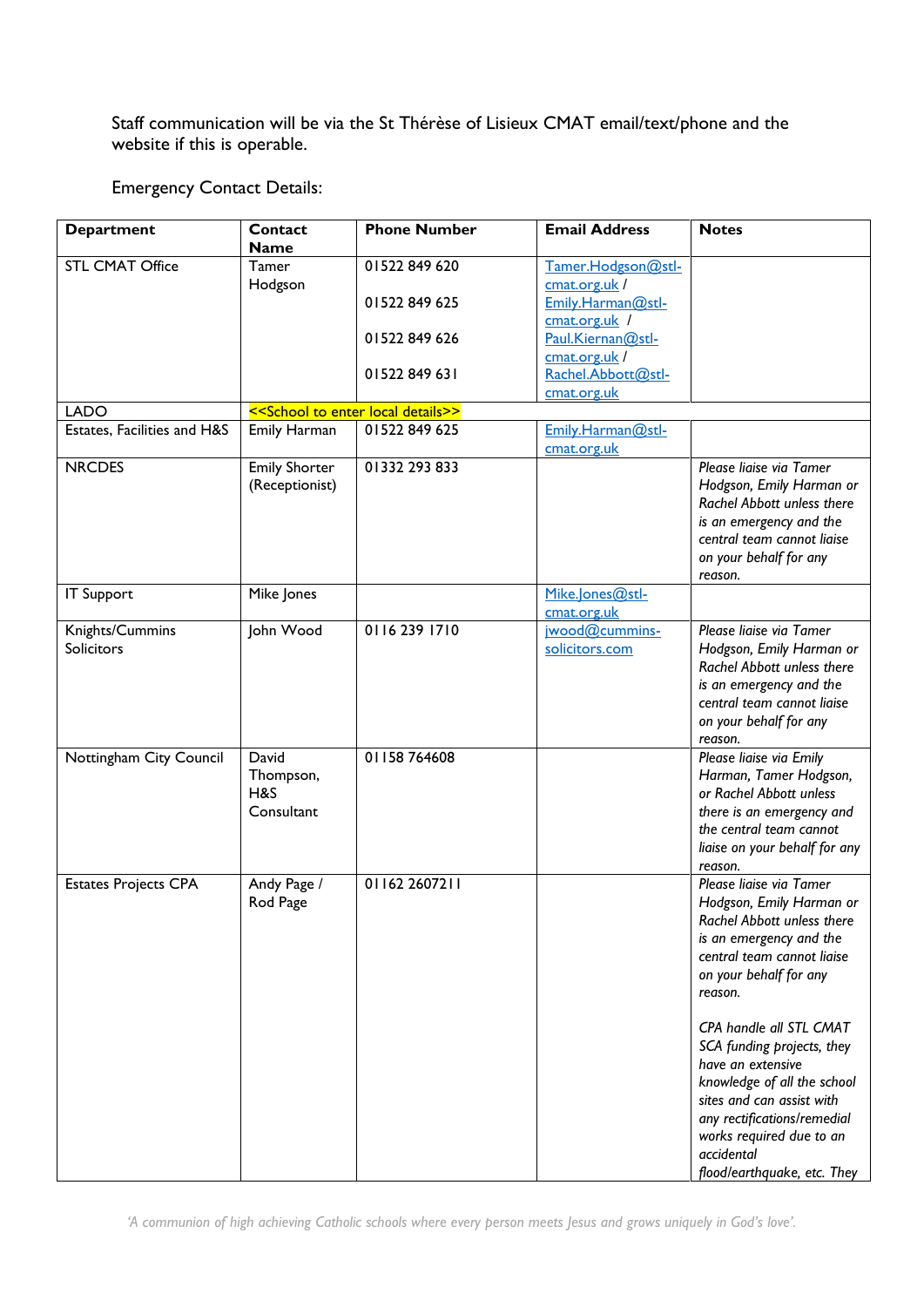Staff communication will be via the St Thérèse of Lisieux CMAT email/text/phone and the website if this is operable.

Emergency Contact Details:

| **Department** | **Contact Name** | **Phone Number** | **Email Address** | **Notes** |
|---|---|---|---|---|
| STL CMAT Office | Tamer Hodgson | 01522 849 620<br><br>01522 849 625<br><br>01522 849 626<br><br>01522 849 631 | Tamer.Hodgson@stl-cmat.org.uk / Emily.Harman@stl-cmat.org.uk / Paul.Kiernan@stl-cmat.org.uk / Rachel.Abbott@stl-cmat.org.uk | |
| LADO | <<School to enter local details>> | | | |
| Estates, Facilities and H&S | Emily Harman | 01522 849 625 | Emily.Harman@stl-cmat.org.uk | |
| NRCDES | Emily Shorter (Receptionist) | 01332 293 833 | | *Please liaise via Tamer Hodgson, Emily Harman or Rachel Abbott unless there is an emergency and the central team cannot liaise on your behalf for any reason.* |
| IT Support | Mike Jones | | Mike.Jones@stl-cmat.org.uk | |
| Knights/Cummins Solicitors | John Wood | 0116 239 1710 | jwood@cummins-solicitors.com | *Please liaise via Tamer Hodgson, Emily Harman or Rachel Abbott unless there is an emergency and the central team cannot liaise on your behalf for any reason.* |
| Nottingham City Council | David Thompson, H&S Consultant | 01158 764608 | | *Please liaise via Emily Harman, Tamer Hodgson, or Rachel Abbott unless there is an emergency and the central team cannot liaise on your behalf for any reason.* |
| Estates Projects CPA | Andy Page / Rod Page | 01162 2607211 | | *Please liaise via Tamer Hodgson, Emily Harman or Rachel Abbott unless there is an emergency and the central team cannot liaise on your behalf for any reason.*<br><br>*CPA handle all STL CMAT SCA funding projects, they have an extensive knowledge of all the school sites and can assist with any rectifications/remedial works required due to an accidental flood/earthquake, etc. They* |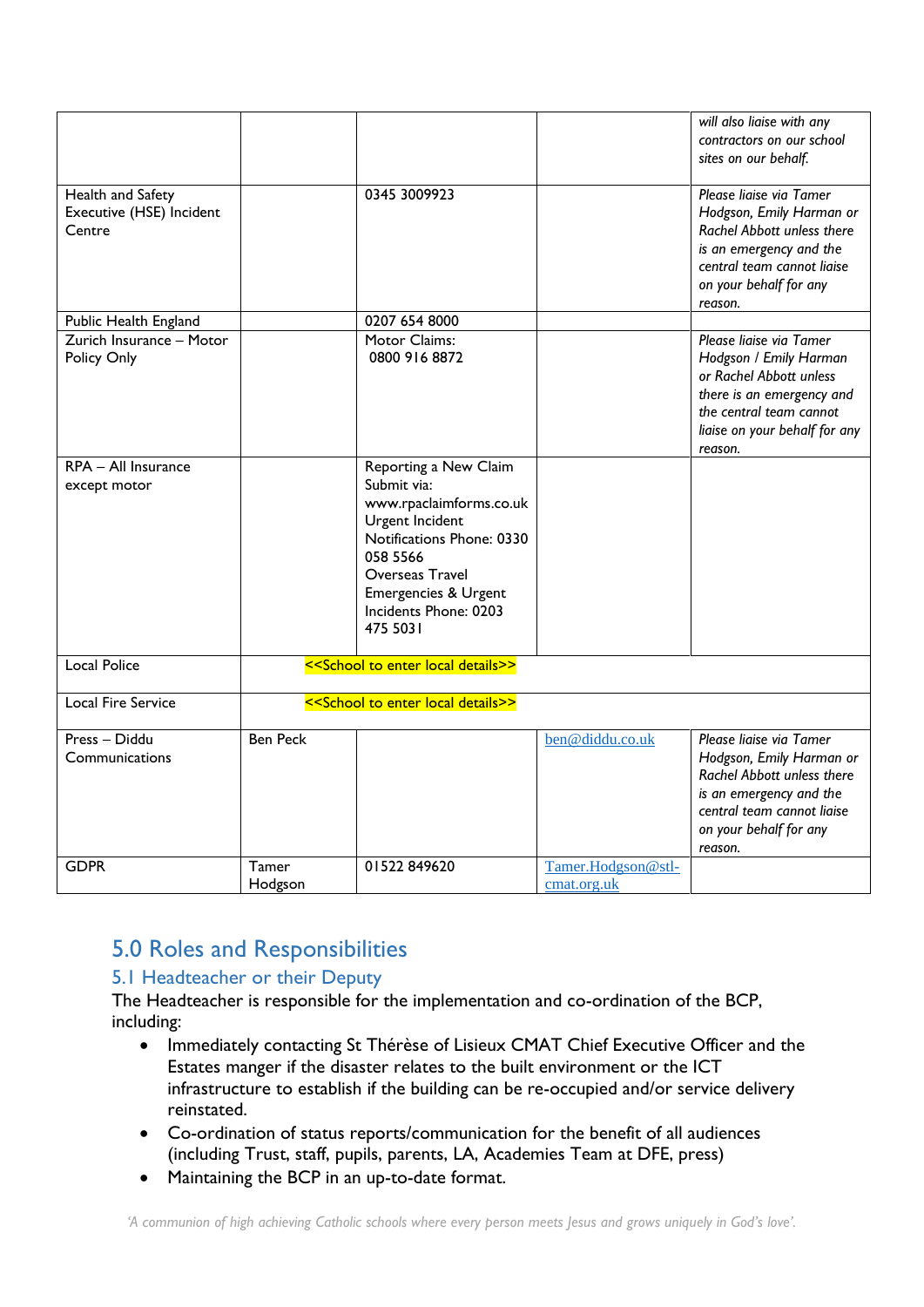| | | | | |
|---|---|---|---|---|
| | | | | *will also liaise with any contractors on our school sites on our behalf.* |
| Health and Safety Executive (HSE) Incident Centre | | 0345 3009923 | | *Please liaise via Tamer Hodgson, Emily Harman or Rachel Abbott unless there is an emergency and the central team cannot liaise on your behalf for any reason.* |
| Public Health England | | 0207 654 8000 | | |
| Zurich Insurance – Motor Policy Only | | Motor Claims: 0800 916 8872 | | *Please liaise via Tamer Hodgson / Emily Harman or Rachel Abbott unless there is an emergency and the central team cannot liaise on your behalf for any reason.* |
| RPA – All Insurance except motor | | Reporting a New Claim Submit via: www.rpaclaimforms.co.uk Urgent Incident Notifications Phone: 0330 058 5566 Overseas Travel Emergencies & Urgent Incidents Phone: 0203 475 5031 | | |
| Local Police | <<School to enter local details>> | | | |
| Local Fire Service | <<School to enter local details>> | | | |
| Press – Diddu Communications | Ben Peck | | ben@diddu.co.uk | *Please liaise via Tamer Hodgson, Emily Harman or Rachel Abbott unless there is an emergency and the central team cannot liaise on your behalf for any reason.* |
| GDPR | Tamer Hodgson | 01522 849620 | Tamer.Hodgson@stl-cmat.org.uk | |

# 5.0 Roles and Responsibilities

## 5.1 Headteacher or their Deputy

The Headteacher is responsible for the implementation and co-ordination of the BCP, including:

- Immediately contacting St Thérèse of Lisieux CMAT Chief Executive Officer and the Estates manger if the disaster relates to the built environment or the ICT infrastructure to establish if the building can be re-occupied and/or service delivery reinstated.
- Co-ordination of status reports/communication for the benefit of all audiences (including Trust, staff, pupils, parents, LA, Academies Team at DFE, press)
- Maintaining the BCP in an up-to-date format.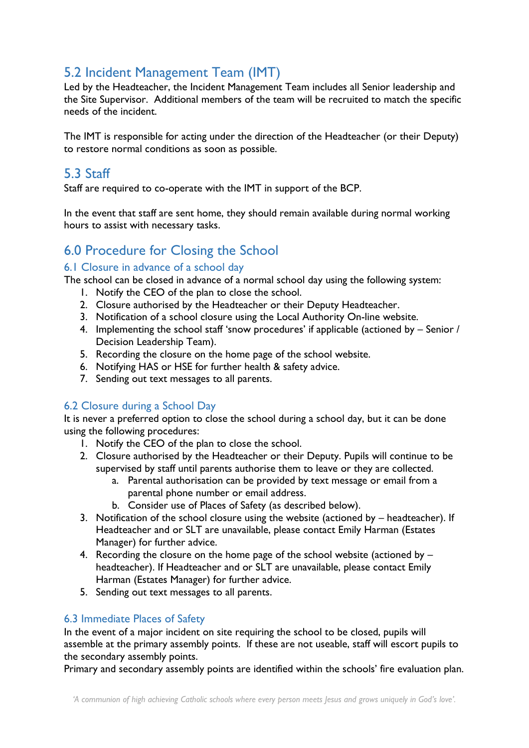## 5.2 Incident Management Team (IMT)

Led by the Headteacher, the Incident Management Team includes all Senior leadership and the Site Supervisor. Additional members of the team will be recruited to match the specific needs of the incident.

The IMT is responsible for acting under the direction of the Headteacher (or their Deputy) to restore normal conditions as soon as possible.

## 5.3 Staff

Staff are required to co-operate with the IMT in support of the BCP.

In the event that staff are sent home, they should remain available during normal working hours to assist with necessary tasks.

## 6.0 Procedure for Closing the School

### 6.1 Closure in advance of a school day

The school can be closed in advance of a normal school day using the following system:

1. Notify the CEO of the plan to close the school.
2. Closure authorised by the Headteacher or their Deputy Headteacher.
3. Notification of a school closure using the Local Authority On-line website.
4. Implementing the school staff 'snow procedures' if applicable (actioned by – Senior / Decision Leadership Team).
5. Recording the closure on the home page of the school website.
6. Notifying HAS or HSE for further health & safety advice.
7. Sending out text messages to all parents.

### 6.2 Closure during a School Day

It is never a preferred option to close the school during a school day, but it can be done using the following procedures:

1. Notify the CEO of the plan to close the school.
2. Closure authorised by the Headteacher or their Deputy. Pupils will continue to be supervised by staff until parents authorise them to leave or they are collected.
    a. Parental authorisation can be provided by text message or email from a parental phone number or email address.
    b. Consider use of Places of Safety (as described below).
3. Notification of the school closure using the website (actioned by – headteacher). If Headteacher and or SLT are unavailable, please contact Emily Harman (Estates Manager) for further advice.
4. Recording the closure on the home page of the school website (actioned by – headteacher). If Headteacher and or SLT are unavailable, please contact Emily Harman (Estates Manager) for further advice.
5. Sending out text messages to all parents.

### 6.3 Immediate Places of Safety

In the event of a major incident on site requiring the school to be closed, pupils will assemble at the primary assembly points. If these are not useable, staff will escort pupils to the secondary assembly points.
Primary and secondary assembly points are identified within the schools' fire evaluation plan.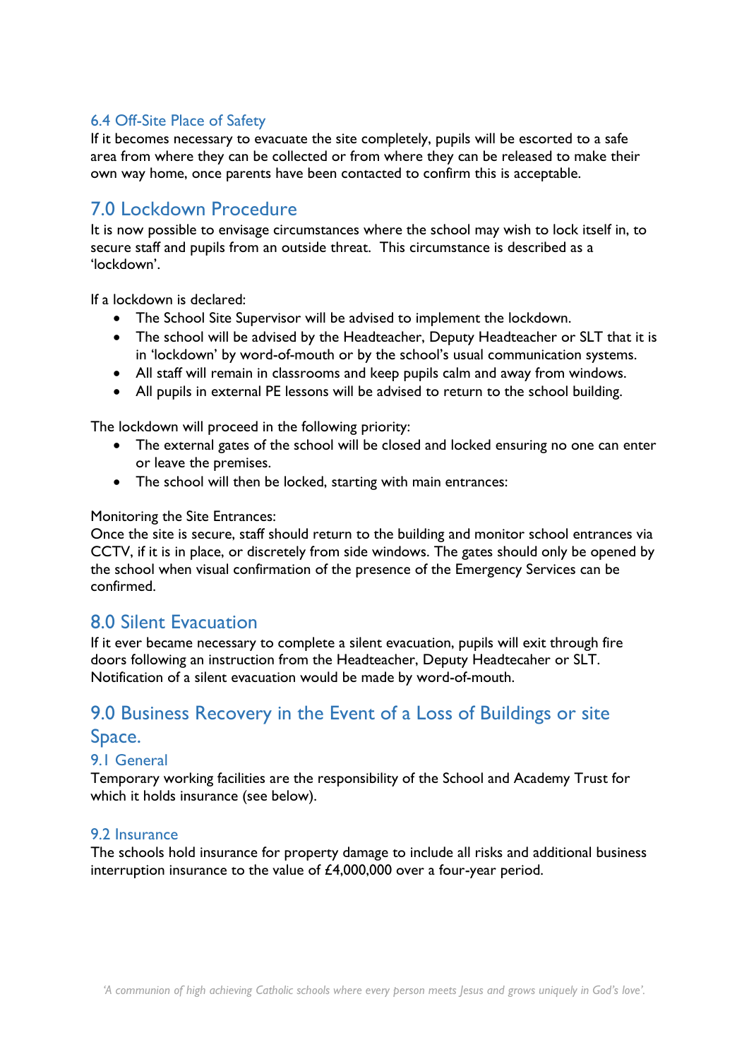### 6.4 Off-Site Place of Safety

If it becomes necessary to evacuate the site completely, pupils will be escorted to a safe area from where they can be collected or from where they can be released to make their own way home, once parents have been contacted to confirm this is acceptable.

## 7.0 Lockdown Procedure

It is now possible to envisage circumstances where the school may wish to lock itself in, to secure staff and pupils from an outside threat. This circumstance is described as a 'lockdown'.

If a lockdown is declared:

- The School Site Supervisor will be advised to implement the lockdown.
- The school will be advised by the Headteacher, Deputy Headteacher or SLT that it is in 'lockdown' by word-of-mouth or by the school's usual communication systems.
- All staff will remain in classrooms and keep pupils calm and away from windows.
- All pupils in external PE lessons will be advised to return to the school building.

The lockdown will proceed in the following priority:

- The external gates of the school will be closed and locked ensuring no one can enter or leave the premises.
- The school will then be locked, starting with main entrances:

Monitoring the Site Entrances:
Once the site is secure, staff should return to the building and monitor school entrances via CCTV, if it is in place, or discretely from side windows. The gates should only be opened by the school when visual confirmation of the presence of the Emergency Services can be confirmed.

## 8.0 Silent Evacuation

If it ever became necessary to complete a silent evacuation, pupils will exit through fire doors following an instruction from the Headteacher, Deputy Headtecaher or SLT. Notification of a silent evacuation would be made by word-of-mouth.

## 9.0 Business Recovery in the Event of a Loss of Buildings or site Space.

### 9.1 General

Temporary working facilities are the responsibility of the School and Academy Trust for which it holds insurance (see below).

### 9.2 Insurance

The schools hold insurance for property damage to include all risks and additional business interruption insurance to the value of £4,000,000 over a four-year period.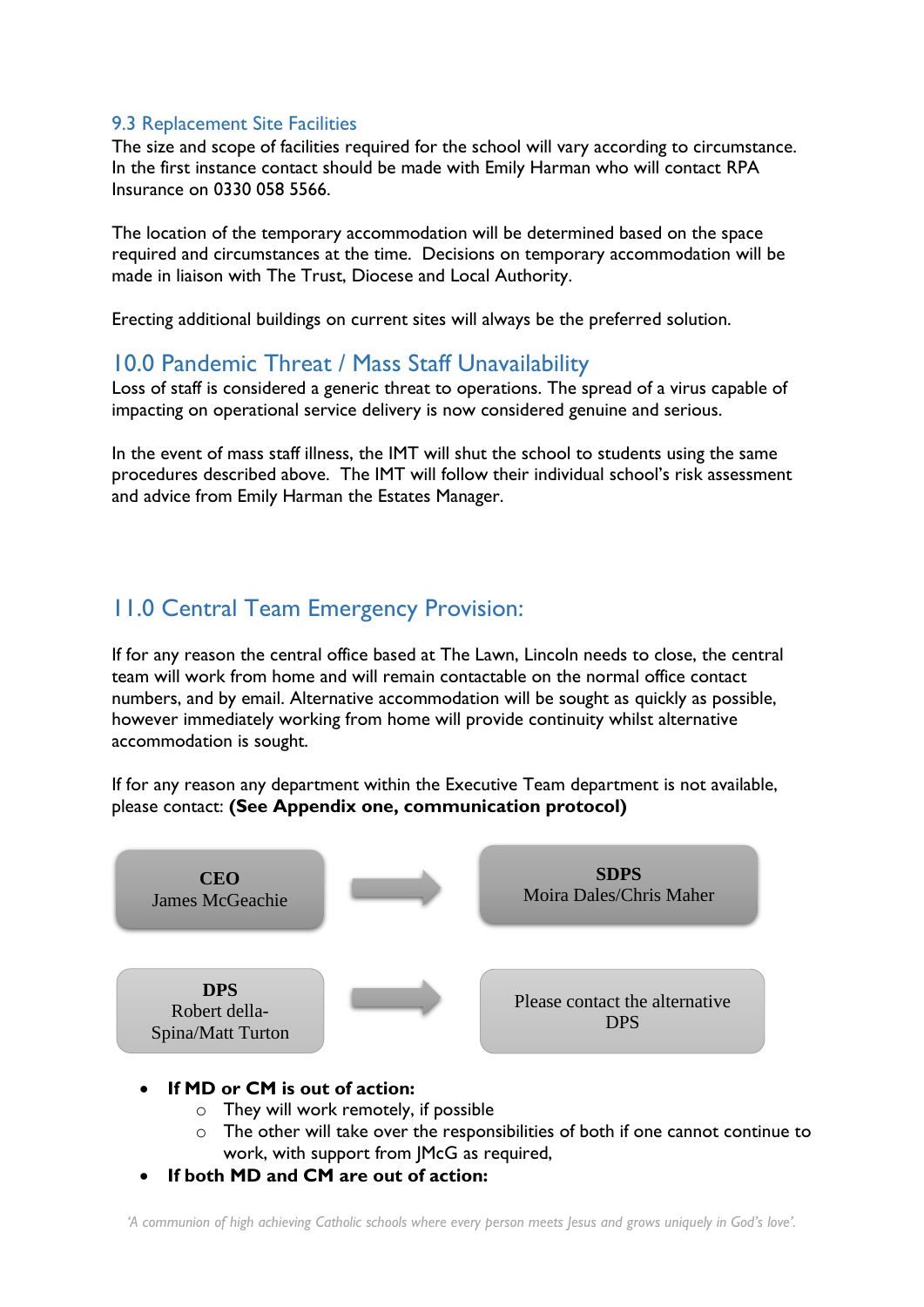### 9.3 Replacement Site Facilities

The size and scope of facilities required for the school will vary according to circumstance. In the first instance contact should be made with Emily Harman who will contact RPA Insurance on 0330 058 5566.

The location of the temporary accommodation will be determined based on the space required and circumstances at the time. Decisions on temporary accommodation will be made in liaison with The Trust, Diocese and Local Authority.

Erecting additional buildings on current sites will always be the preferred solution.

## 10.0 Pandemic Threat / Mass Staff Unavailability

Loss of staff is considered a generic threat to operations. The spread of a virus capable of impacting on operational service delivery is now considered genuine and serious.

In the event of mass staff illness, the IMT will shut the school to students using the same procedures described above. The IMT will follow their individual school's risk assessment and advice from Emily Harman the Estates Manager.

## 11.0 Central Team Emergency Provision:

If for any reason the central office based at The Lawn, Lincoln needs to close, the central team will work from home and will remain contactable on the normal office contact numbers, and by email. Alternative accommodation will be sought as quickly as possible, however immediately working from home will provide continuity whilst alternative accommodation is sought.

If for any reason any department within the Executive Team department is not available, please contact: **(See Appendix one, communication protocol)**

| Unavailable | | Contact |
| --- | --- | --- |
| **CEO** James McGeachie | → | **SDPS** Moira Dales/Chris Maher |
| **DPS** Robert della-Spina/Matt Turton | → | Please contact the alternative DPS |

- **If MD or CM is out of action:**
  - They will work remotely, if possible
  - The other will take over the responsibilities of both if one cannot continue to work, with support from JMcG as required,
- **If both MD and CM are out of action:**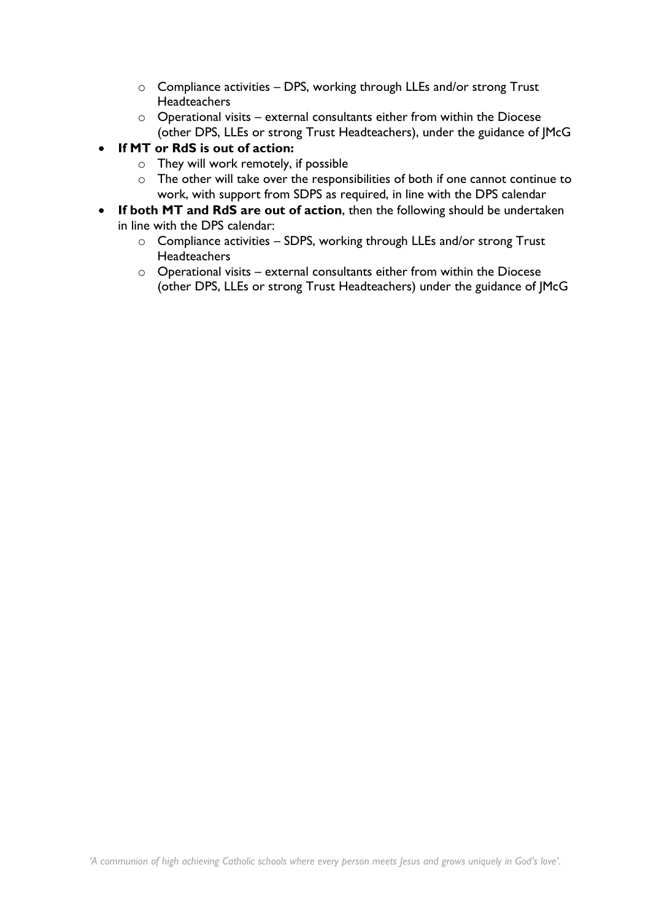- Compliance activities – DPS, working through LLEs and/or strong Trust Headteachers
  - Operational visits – external consultants either from within the Diocese (other DPS, LLEs or strong Trust Headteachers), under the guidance of JMcG
- **If MT or RdS is out of action:**
  - They will work remotely, if possible
  - The other will take over the responsibilities of both if one cannot continue to work, with support from SDPS as required, in line with the DPS calendar
- **If both MT and RdS are out of action**, then the following should be undertaken in line with the DPS calendar:
  - Compliance activities – SDPS, working through LLEs and/or strong Trust Headteachers
  - Operational visits – external consultants either from within the Diocese (other DPS, LLEs or strong Trust Headteachers) under the guidance of JMcG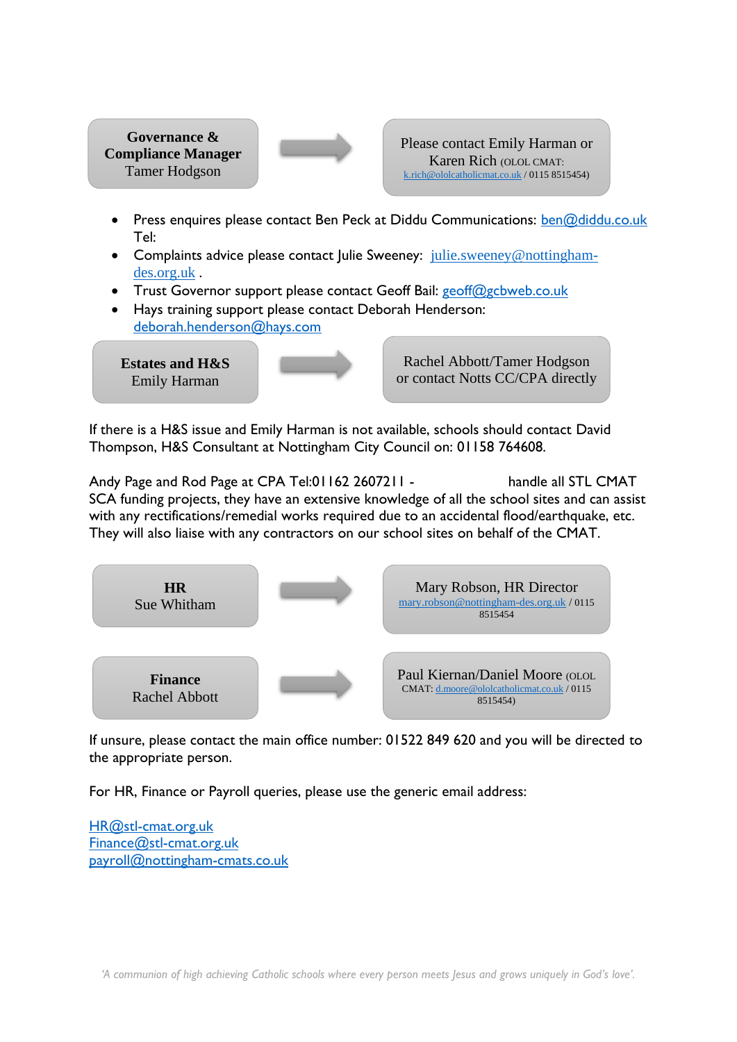| Role | | Contact |
|---|---|---|
| **Governance & Compliance Manager** Tamer Hodgson | → | Please contact Emily Harman or Karen Rich (OLOL CMAT: k.rich@ololcatholicmat.co.uk / 0115 8515454) |

- Press enquires please contact Ben Peck at Diddu Communications: ben@diddu.co.uk Tel:
- Complaints advice please contact Julie Sweeney: julie.sweeney@nottingham-des.org.uk .
- Trust Governor support please contact Geoff Bail: geoff@gcbweb.co.uk
- Hays training support please contact Deborah Henderson: deborah.henderson@hays.com

| Role | | Contact |
|---|---|---|
| **Estates and H&S** Emily Harman | → | Rachel Abbott/Tamer Hodgson or contact Notts CC/CPA directly |

If there is a H&S issue and Emily Harman is not available, schools should contact David Thompson, H&S Consultant at Nottingham City Council on: 01158 764608.

Andy Page and Rod Page at CPA Tel:01162 260721I - handle all STL CMAT SCA funding projects, they have an extensive knowledge of all the school sites and can assist with any rectifications/remedial works required due to an accidental flood/earthquake, etc. They will also liaise with any contractors on our school sites on behalf of the CMAT.

| Role | | Contact |
|---|---|---|
| **HR** Sue Whitham | → | Mary Robson, HR Director mary.robson@nottingham-des.org.uk / 0115 8515454 |
| **Finance** Rachel Abbott | → | Paul Kiernan/Daniel Moore (OLOL CMAT: d.moore@ololcatholicmat.co.uk / 0115 8515454) |

If unsure, please contact the main office number: 01522 849 620 and you will be directed to the appropriate person.

For HR, Finance or Payroll queries, please use the generic email address:

HR@stl-cmat.org.uk
Finance@stl-cmat.org.uk
payroll@nottingham-cmats.co.uk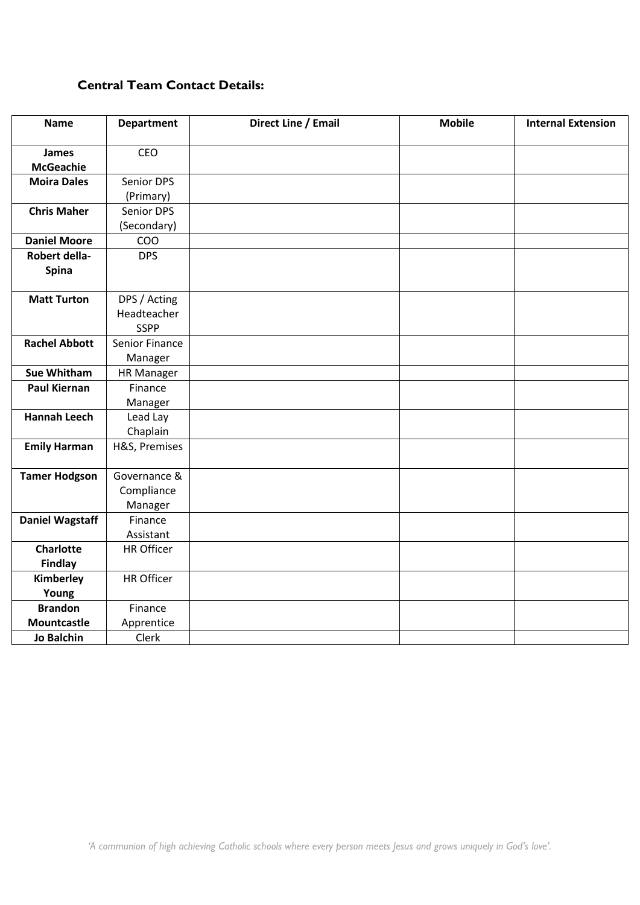### Central Team Contact Details:

| Name | Department | Direct Line / Email | Mobile | Internal Extension |
|---|---|---|---|---|
| **James McGeachie** | CEO | | | |
| **Moira Dales** | Senior DPS (Primary) | | | |
| **Chris Maher** | Senior DPS (Secondary) | | | |
| **Daniel Moore** | COO | | | |
| **Robert della-Spina** | DPS | | | |
| **Matt Turton** | DPS / Acting Headteacher SSPP | | | |
| **Rachel Abbott** | Senior Finance Manager | | | |
| **Sue Whitham** | HR Manager | | | |
| **Paul Kiernan** | Finance Manager | | | |
| **Hannah Leech** | Lead Lay Chaplain | | | |
| **Emily Harman** | H&S, Premises | | | |
| **Tamer Hodgson** | Governance & Compliance Manager | | | |
| **Daniel Wagstaff** | Finance Assistant | | | |
| **Charlotte Findlay** | HR Officer | | | |
| **Kimberley Young** | HR Officer | | | |
| **Brandon Mountcastle** | Finance Apprentice | | | |
| **Jo Balchin** | Clerk | | | |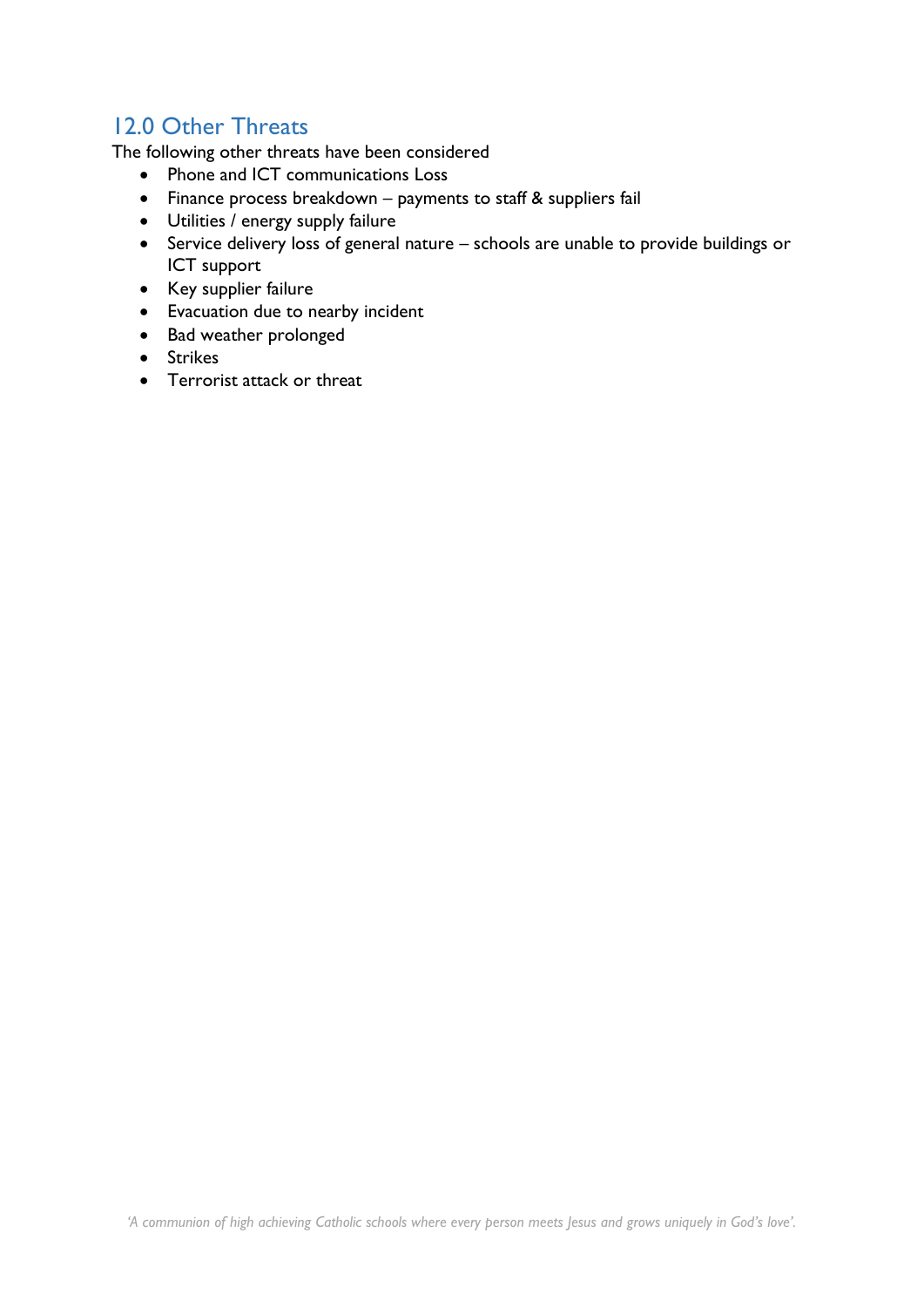## 12.0 Other Threats

The following other threats have been considered

- Phone and ICT communications Loss
- Finance process breakdown – payments to staff & suppliers fail
- Utilities / energy supply failure
- Service delivery loss of general nature – schools are unable to provide buildings or ICT support
- Key supplier failure
- Evacuation due to nearby incident
- Bad weather prolonged
- Strikes
- Terrorist attack or threat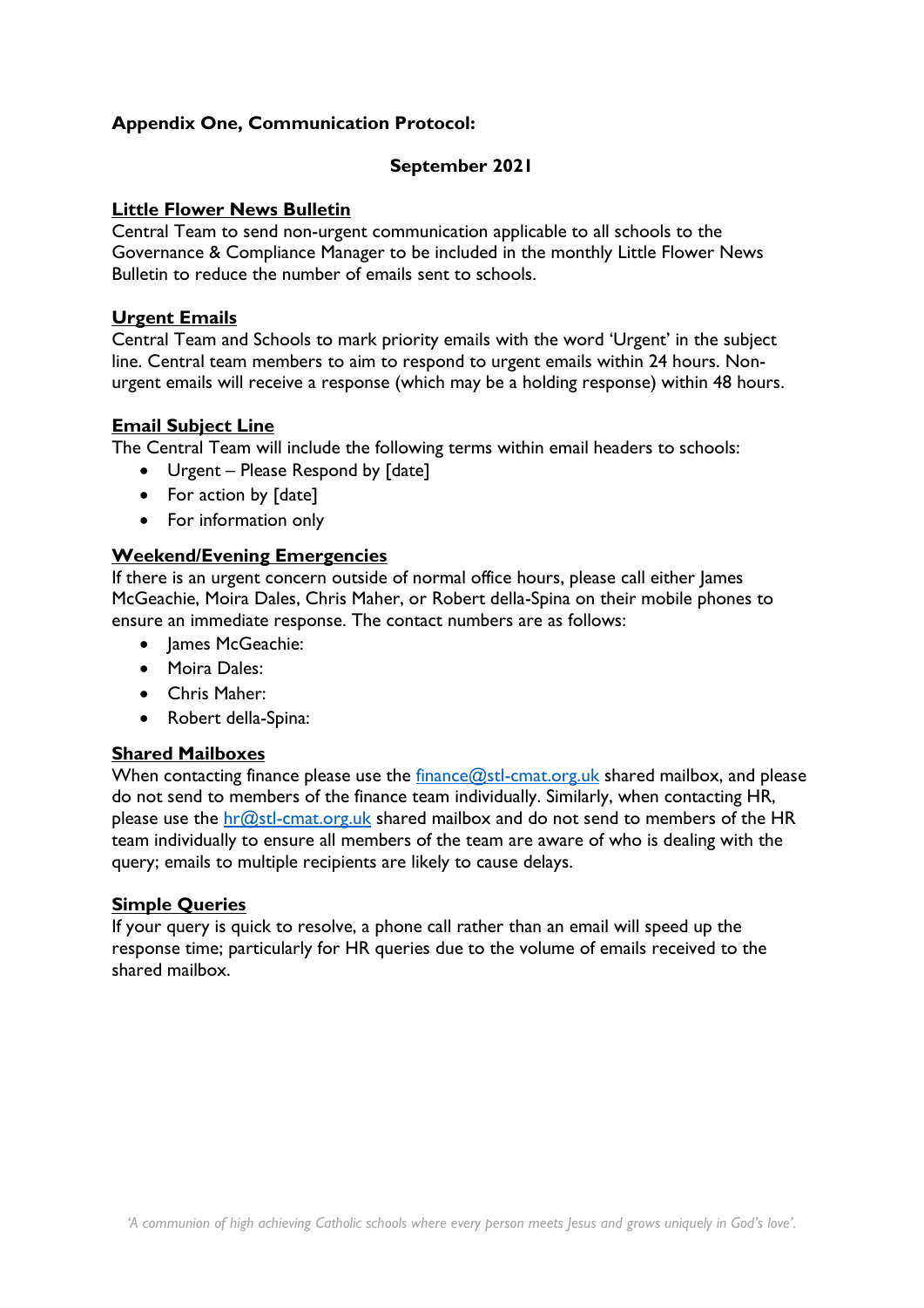**Appendix One, Communication Protocol:**

**September 2021**

**Little Flower News Bulletin**

Central Team to send non-urgent communication applicable to all schools to the Governance & Compliance Manager to be included in the monthly Little Flower News Bulletin to reduce the number of emails sent to schools.

**Urgent Emails**

Central Team and Schools to mark priority emails with the word 'Urgent' in the subject line. Central team members to aim to respond to urgent emails within 24 hours. Non-urgent emails will receive a response (which may be a holding response) within 48 hours.

**Email Subject Line**

The Central Team will include the following terms within email headers to schools:

- Urgent – Please Respond by [date]
- For action by [date]
- For information only

**Weekend/Evening Emergencies**

If there is an urgent concern outside of normal office hours, please call either James McGeachie, Moira Dales, Chris Maher, or Robert della-Spina on their mobile phones to ensure an immediate response. The contact numbers are as follows:

- James McGeachie:
- Moira Dales:
- Chris Maher:
- Robert della-Spina:

**Shared Mailboxes**

When contacting finance please use the finance@stl-cmat.org.uk shared mailbox, and please do not send to members of the finance team individually. Similarly, when contacting HR, please use the hr@stl-cmat.org.uk shared mailbox and do not send to members of the HR team individually to ensure all members of the team are aware of who is dealing with the query; emails to multiple recipients are likely to cause delays.

**Simple Queries**

If your query is quick to resolve, a phone call rather than an email will speed up the response time; particularly for HR queries due to the volume of emails received to the shared mailbox.